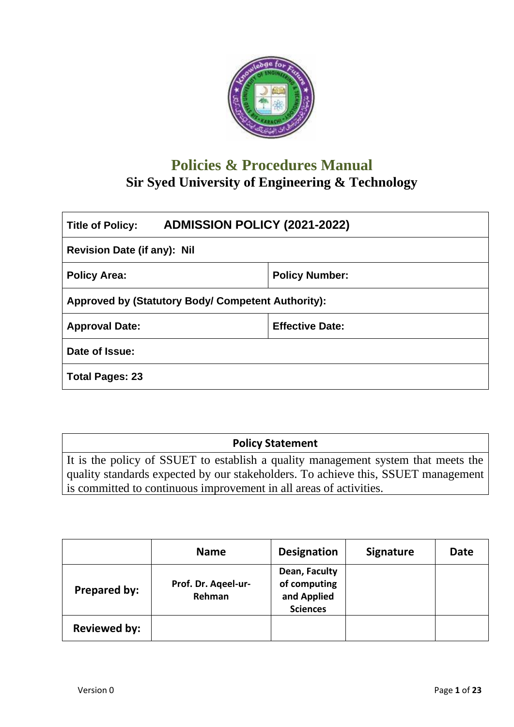# Policies & Procedures Manual

## Sir Syed University of Engineering & Technology

| Title of Policy: **ADMISSION POLICY (2021-2022)** | |
|---|---|
| **Revision Date (if any): Nil** | |
| **Policy Area:** | **Policy Number:** |
| **Approved by (Statutory Body/ Competent Authority):** | |
| **Approval Date:** | **Effective Date:** |
| **Date of Issue:** | |
| **Total Pages: 23** | |

| Policy Statement |
|---|
| It is the policy of SSUET to establish a quality management system that meets the quality standards expected by our stakeholders. To achieve this, SSUET management is committed to continuous improvement in all areas of activities. |

| | Name | Designation | Signature | Date |
|---|---|---|---|---|
| **Prepared by:** | **Prof. Dr. Aqeel-ur-Rehman** | **Dean, Faculty of computing and Applied Sciences** | | |
| **Reviewed by:** | | | | |

Version 0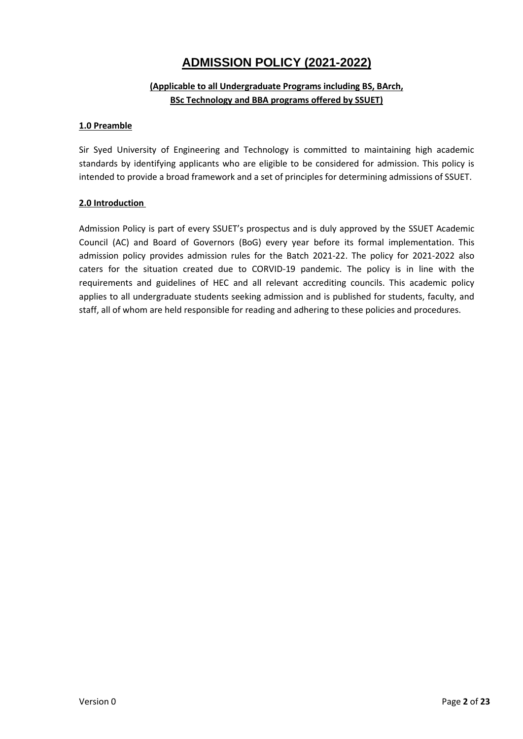# ADMISSION POLICY (2021-2022)

**(Applicable to all Undergraduate Programs including BS, BArch, BSc Technology and BBA programs offered by SSUET)**

## 1.0 Preamble

Sir Syed University of Engineering and Technology is committed to maintaining high academic standards by identifying applicants who are eligible to be considered for admission. This policy is intended to provide a broad framework and a set of principles for determining admissions of SSUET.

## 2.0 Introduction

Admission Policy is part of every SSUET's prospectus and is duly approved by the SSUET Academic Council (AC) and Board of Governors (BoG) every year before its formal implementation. This admission policy provides admission rules for the Batch 2021-22. The policy for 2021-2022 also caters for the situation created due to CORVID-19 pandemic. The policy is in line with the requirements and guidelines of HEC and all relevant accrediting councils. This academic policy applies to all undergraduate students seeking admission and is published for students, faculty, and staff, all of whom are held responsible for reading and adhering to these policies and procedures.

Version 0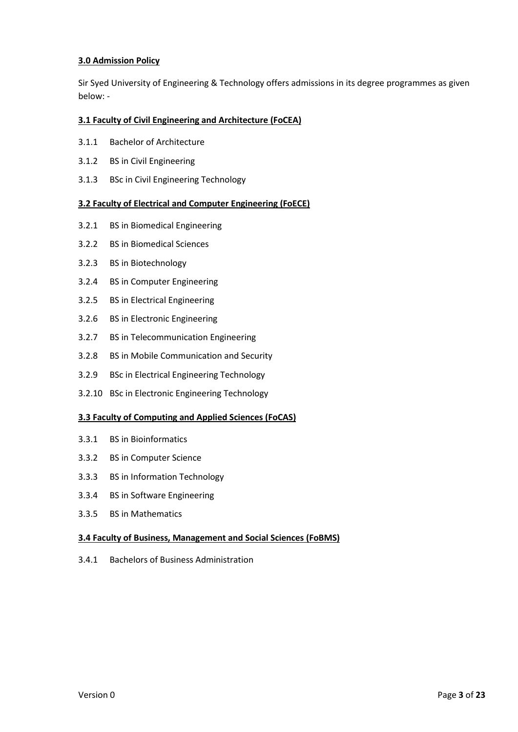## 3.0 Admission Policy

Sir Syed University of Engineering & Technology offers admissions in its degree programmes as given below: -

### 3.1 Faculty of Civil Engineering and Architecture (FoCEA)

3.1.1 Bachelor of Architecture

3.1.2 BS in Civil Engineering

3.1.3 BSc in Civil Engineering Technology

### 3.2 Faculty of Electrical and Computer Engineering (FoECE)

3.2.1 BS in Biomedical Engineering

3.2.2 BS in Biomedical Sciences

3.2.3 BS in Biotechnology

3.2.4 BS in Computer Engineering

3.2.5 BS in Electrical Engineering

3.2.6 BS in Electronic Engineering

3.2.7 BS in Telecommunication Engineering

3.2.8 BS in Mobile Communication and Security

3.2.9 BSc in Electrical Engineering Technology

3.2.10 BSc in Electronic Engineering Technology

### 3.3 Faculty of Computing and Applied Sciences (FoCAS)

3.3.1 BS in Bioinformatics

3.3.2 BS in Computer Science

3.3.3 BS in Information Technology

3.3.4 BS in Software Engineering

3.3.5 BS in Mathematics

### 3.4 Faculty of Business, Management and Social Sciences (FoBMS)

3.4.1 Bachelors of Business Administration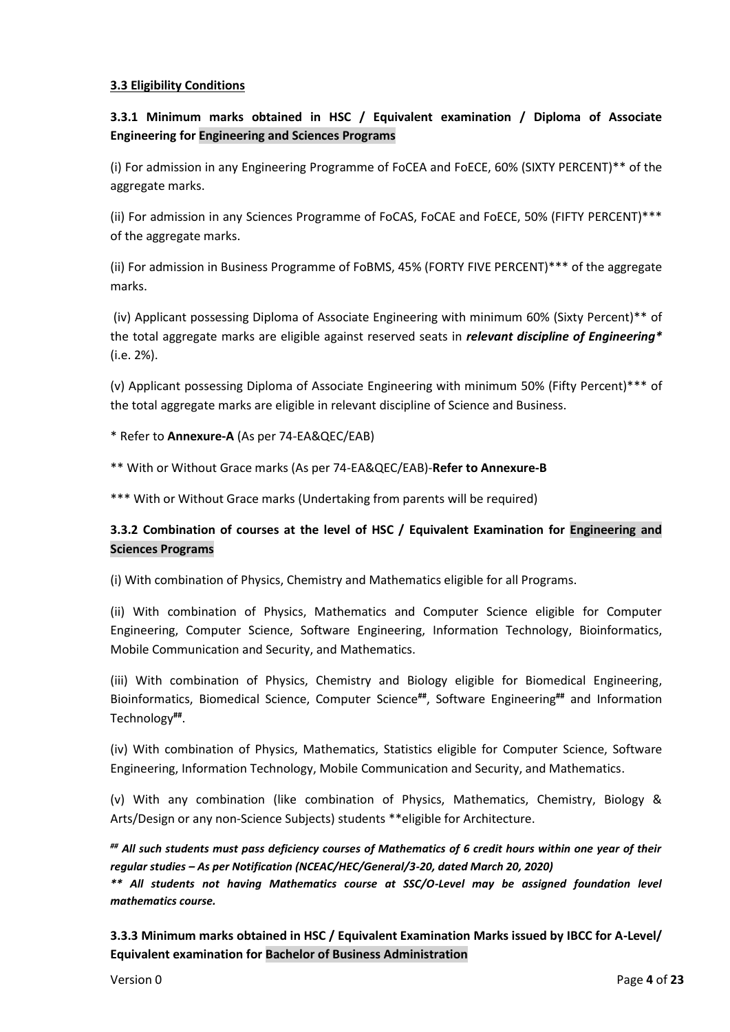**3.3 Eligibility Conditions**

### 3.3.1 Minimum marks obtained in HSC / Equivalent examination / Diploma of Associate Engineering for Engineering and Sciences Programs

(i) For admission in any Engineering Programme of FoCEA and FoECE, 60% (SIXTY PERCENT)** of the aggregate marks.

(ii) For admission in any Sciences Programme of FoCAS, FoCAE and FoECE, 50% (FIFTY PERCENT)*** of the aggregate marks.

(ii) For admission in Business Programme of FoBMS, 45% (FORTY FIVE PERCENT)*** of the aggregate marks.

(iv) Applicant possessing Diploma of Associate Engineering with minimum 60% (Sixty Percent)** of the total aggregate marks are eligible against reserved seats in ***relevant discipline of Engineering**** (i.e. 2%).

(v) Applicant possessing Diploma of Associate Engineering with minimum 50% (Fifty Percent)*** of the total aggregate marks are eligible in relevant discipline of Science and Business.

* Refer to **Annexure-A** (As per 74-EA&QEC/EAB)

** With or Without Grace marks (As per 74-EA&QEC/EAB)-**Refer to Annexure-B**

*** With or Without Grace marks (Undertaking from parents will be required)

### 3.3.2 Combination of courses at the level of HSC / Equivalent Examination for Engineering and Sciences Programs

(i) With combination of Physics, Chemistry and Mathematics eligible for all Programs.

(ii) With combination of Physics, Mathematics and Computer Science eligible for Computer Engineering, Computer Science, Software Engineering, Information Technology, Bioinformatics, Mobile Communication and Security, and Mathematics.

(iii) With combination of Physics, Chemistry and Biology eligible for Biomedical Engineering, Bioinformatics, Biomedical Science, Computer Science##, Software Engineering## and Information Technology##.

(iv) With combination of Physics, Mathematics, Statistics eligible for Computer Science, Software Engineering, Information Technology, Mobile Communication and Security, and Mathematics.

(v) With any combination (like combination of Physics, Mathematics, Chemistry, Biology & Arts/Design or any non-Science Subjects) students **eligible for Architecture.

***## All such students must pass deficiency courses of Mathematics of 6 credit hours within one year of their regular studies – As per Notification (NCEAC/HEC/General/3-20, dated March 20, 2020)***
***** All students not having Mathematics course at SSC/O-Level may be assigned foundation level mathematics course.***

### 3.3.3 Minimum marks obtained in HSC / Equivalent Examination Marks issued by IBCC for A-Level/ Equivalent examination for Bachelor of Business Administration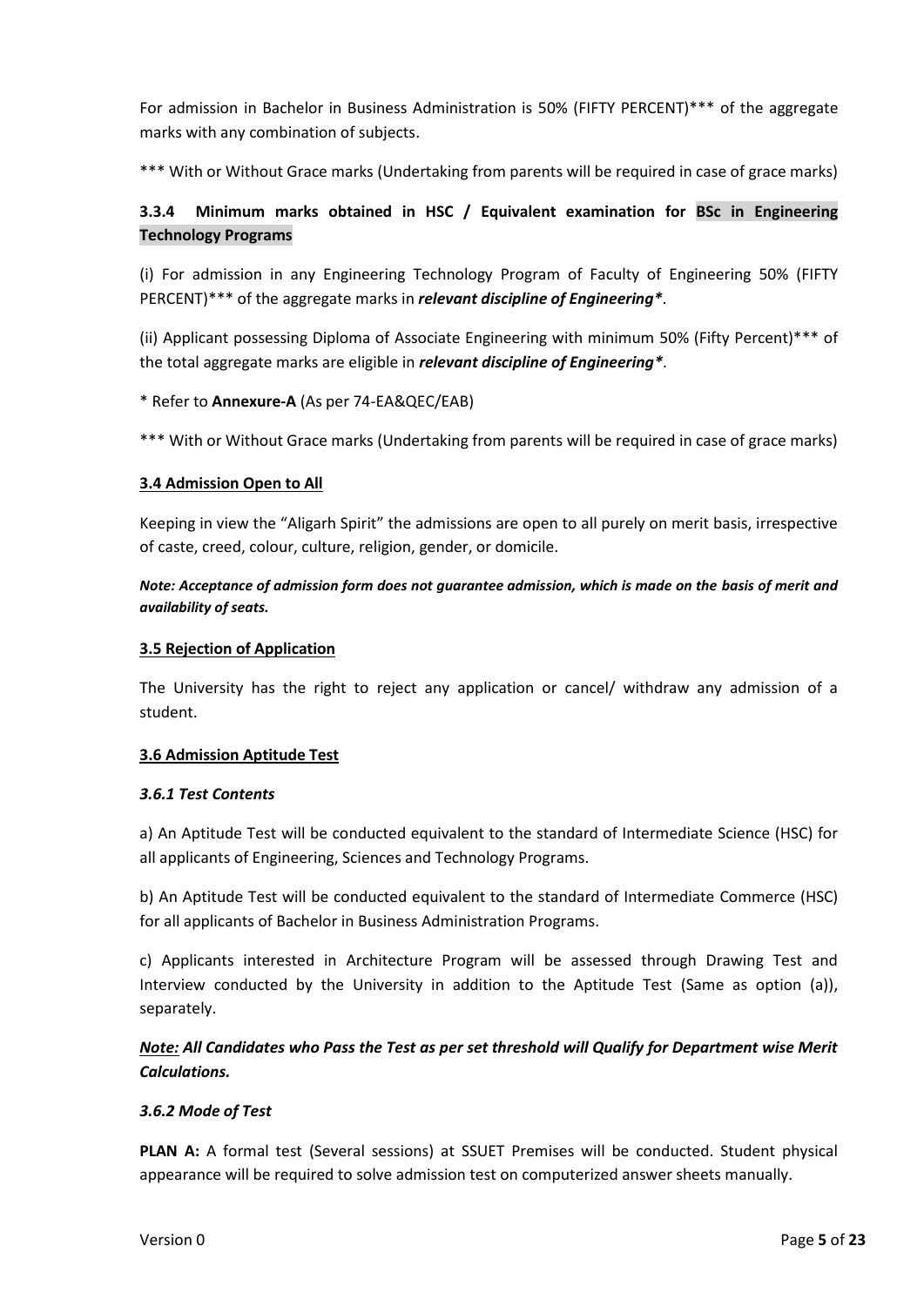For admission in Bachelor in Business Administration is 50% (FIFTY PERCENT)*** of the aggregate marks with any combination of subjects.

*** With or Without Grace marks (Undertaking from parents will be required in case of grace marks)

### 3.3.4 Minimum marks obtained in HSC / Equivalent examination for BSc in Engineering Technology Programs

(i) For admission in any Engineering Technology Program of Faculty of Engineering 50% (FIFTY PERCENT)*** of the aggregate marks in ***relevant discipline of Engineering****.

(ii) Applicant possessing Diploma of Associate Engineering with minimum 50% (Fifty Percent)*** of the total aggregate marks are eligible in ***relevant discipline of Engineering****.

* Refer to **Annexure-A** (As per 74-EA&QEC/EAB)

*** With or Without Grace marks (Undertaking from parents will be required in case of grace marks)

### 3.4 Admission Open to All

Keeping in view the "Aligarh Spirit" the admissions are open to all purely on merit basis, irrespective of caste, creed, colour, culture, religion, gender, or domicile.

***Note: Acceptance of admission form does not guarantee admission, which is made on the basis of merit and availability of seats.***

### 3.5 Rejection of Application

The University has the right to reject any application or cancel/ withdraw any admission of a student.

### 3.6 Admission Aptitude Test

#### *3.6.1 Test Contents*

a) An Aptitude Test will be conducted equivalent to the standard of Intermediate Science (HSC) for all applicants of Engineering, Sciences and Technology Programs.

b) An Aptitude Test will be conducted equivalent to the standard of Intermediate Commerce (HSC) for all applicants of Bachelor in Business Administration Programs.

c) Applicants interested in Architecture Program will be assessed through Drawing Test and Interview conducted by the University in addition to the Aptitude Test (Same as option (a)), separately.

***Note:* All Candidates who Pass the Test as per set threshold will Qualify for Department wise Merit Calculations.**

#### *3.6.2 Mode of Test*

**PLAN A:** A formal test (Several sessions) at SSUET Premises will be conducted. Student physical appearance will be required to solve admission test on computerized answer sheets manually.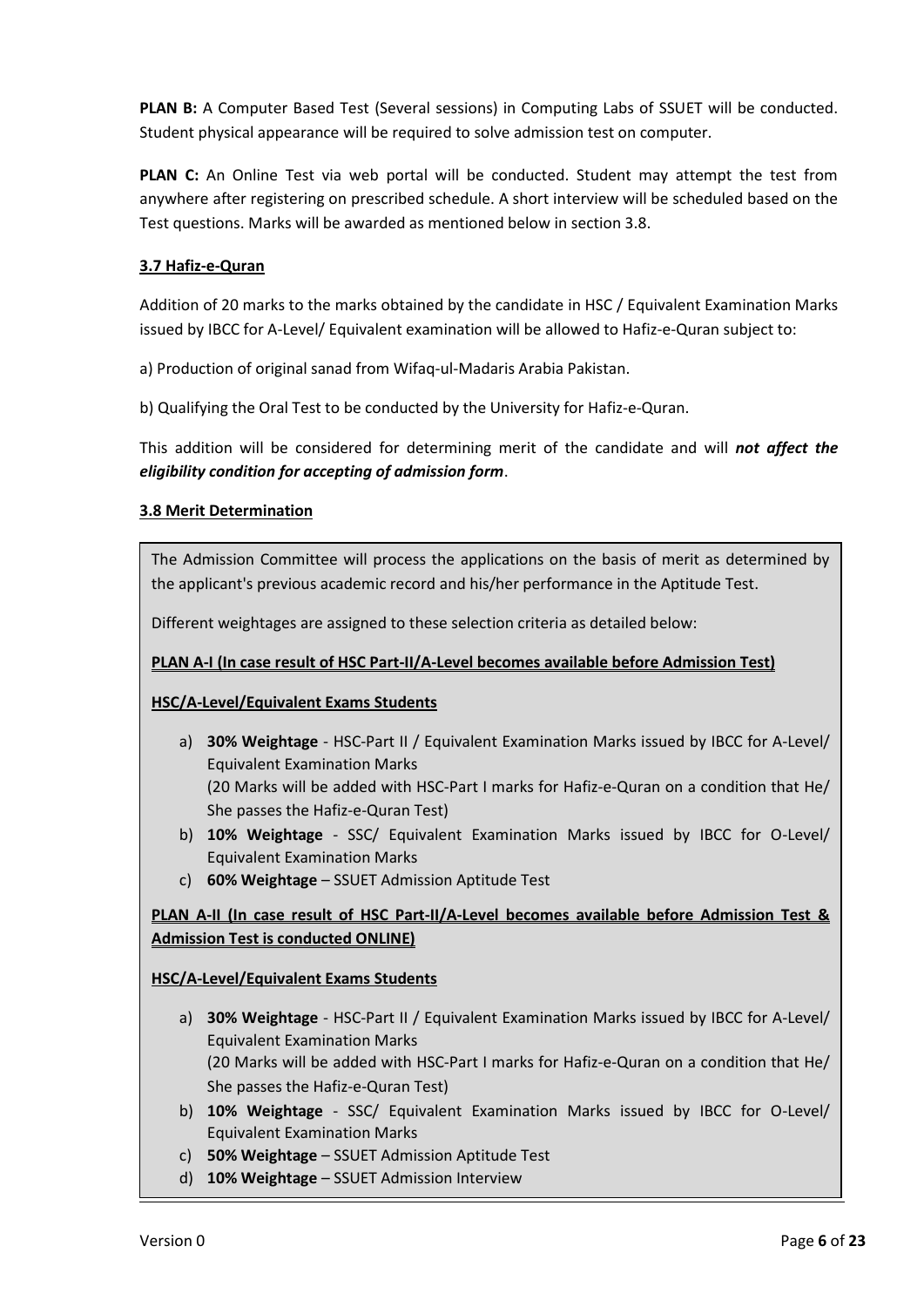**PLAN B:** A Computer Based Test (Several sessions) in Computing Labs of SSUET will be conducted. Student physical appearance will be required to solve admission test on computer.

**PLAN C:** An Online Test via web portal will be conducted. Student may attempt the test from anywhere after registering on prescribed schedule. A short interview will be scheduled based on the Test questions. Marks will be awarded as mentioned below in section 3.8.

### 3.7 Hafiz-e-Quran

Addition of 20 marks to the marks obtained by the candidate in HSC / Equivalent Examination Marks issued by IBCC for A-Level/ Equivalent examination will be allowed to Hafiz-e-Quran subject to:

a) Production of original sanad from Wifaq-ul-Madaris Arabia Pakistan.

b) Qualifying the Oral Test to be conducted by the University for Hafiz-e-Quran.

This addition will be considered for determining merit of the candidate and will ***not affect the eligibility condition for accepting of admission form***.

### 3.8 Merit Determination

The Admission Committee will process the applications on the basis of merit as determined by the applicant's previous academic record and his/her performance in the Aptitude Test.

Different weightages are assigned to these selection criteria as detailed below:

**PLAN A-I (In case result of HSC Part-II/A-Level becomes available before Admission Test)**

**HSC/A-Level/Equivalent Exams Students**

a) **30% Weightage** - HSC-Part II / Equivalent Examination Marks issued by IBCC for A-Level/ Equivalent Examination Marks
(20 Marks will be added with HSC-Part I marks for Hafiz-e-Quran on a condition that He/ She passes the Hafiz-e-Quran Test)

b) **10% Weightage** - SSC/ Equivalent Examination Marks issued by IBCC for O-Level/ Equivalent Examination Marks

c) **60% Weightage** – SSUET Admission Aptitude Test

**PLAN A-II (In case result of HSC Part-II/A-Level becomes available before Admission Test & Admission Test is conducted ONLINE)**

**HSC/A-Level/Equivalent Exams Students**

a) **30% Weightage** - HSC-Part II / Equivalent Examination Marks issued by IBCC for A-Level/ Equivalent Examination Marks
(20 Marks will be added with HSC-Part I marks for Hafiz-e-Quran on a condition that He/ She passes the Hafiz-e-Quran Test)

b) **10% Weightage** - SSC/ Equivalent Examination Marks issued by IBCC for O-Level/ Equivalent Examination Marks

c) **50% Weightage** – SSUET Admission Aptitude Test

d) **10% Weightage** – SSUET Admission Interview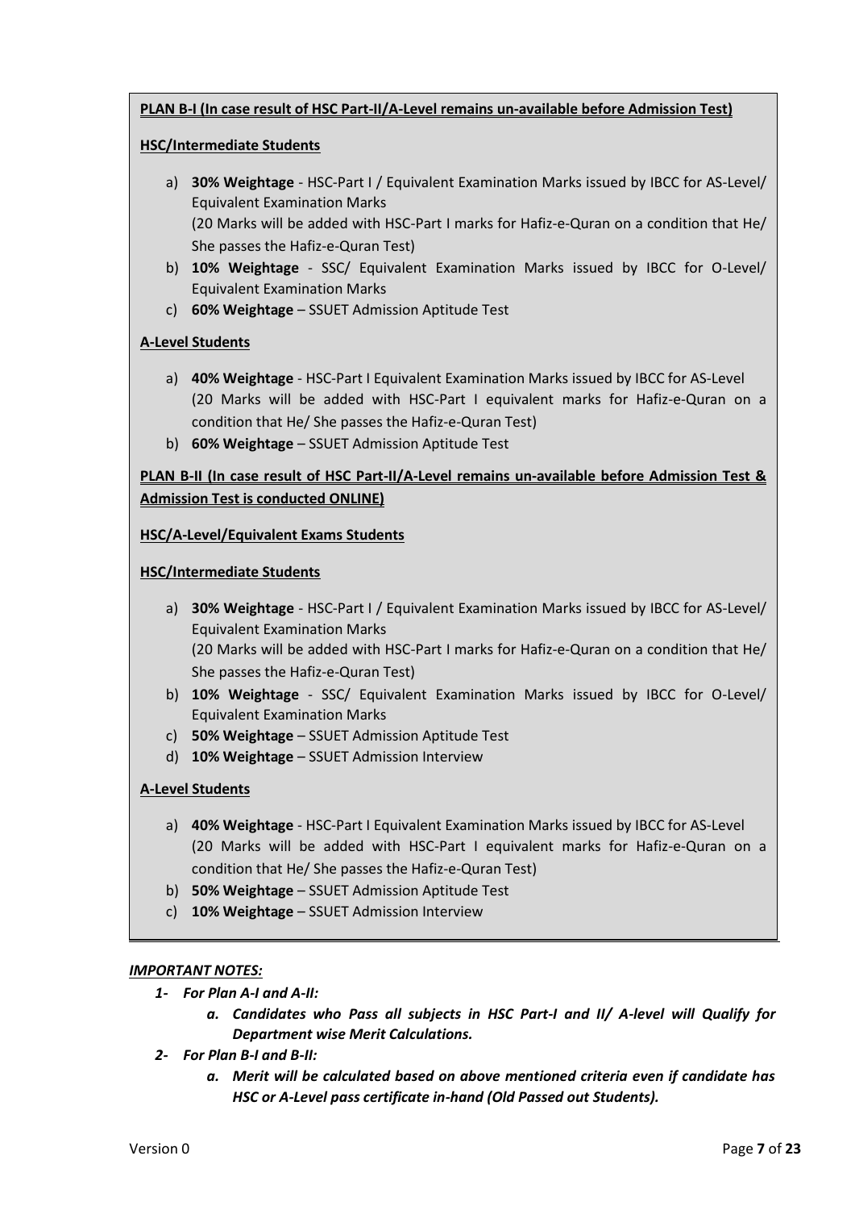**PLAN B-I (In case result of HSC Part-II/A-Level remains un-available before Admission Test)**

**HSC/Intermediate Students**

a) **30% Weightage** - HSC-Part I / Equivalent Examination Marks issued by IBCC for AS-Level/ Equivalent Examination Marks
(20 Marks will be added with HSC-Part I marks for Hafiz-e-Quran on a condition that He/ She passes the Hafiz-e-Quran Test)

b) **10% Weightage** - SSC/ Equivalent Examination Marks issued by IBCC for O-Level/ Equivalent Examination Marks

c) **60% Weightage** – SSUET Admission Aptitude Test

**A-Level Students**

a) **40% Weightage** - HSC-Part I Equivalent Examination Marks issued by IBCC for AS-Level
(20 Marks will be added with HSC-Part I equivalent marks for Hafiz-e-Quran on a condition that He/ She passes the Hafiz-e-Quran Test)

b) **60% Weightage** – SSUET Admission Aptitude Test

**PLAN B-II (In case result of HSC Part-II/A-Level remains un-available before Admission Test & Admission Test is conducted ONLINE)**

**HSC/A-Level/Equivalent Exams Students**

**HSC/Intermediate Students**

a) **30% Weightage** - HSC-Part I / Equivalent Examination Marks issued by IBCC for AS-Level/ Equivalent Examination Marks
(20 Marks will be added with HSC-Part I marks for Hafiz-e-Quran on a condition that He/ She passes the Hafiz-e-Quran Test)

b) **10% Weightage** - SSC/ Equivalent Examination Marks issued by IBCC for O-Level/ Equivalent Examination Marks

c) **50% Weightage** – SSUET Admission Aptitude Test

d) **10% Weightage** – SSUET Admission Interview

**A-Level Students**

a) **40% Weightage** - HSC-Part I Equivalent Examination Marks issued by IBCC for AS-Level
(20 Marks will be added with HSC-Part I equivalent marks for Hafiz-e-Quran on a condition that He/ She passes the Hafiz-e-Quran Test)

b) **50% Weightage** – SSUET Admission Aptitude Test

c) **10% Weightage** – SSUET Admission Interview

***IMPORTANT NOTES:***

1- ***For Plan A-I and A-II:***
   a. ***Candidates who Pass all subjects in HSC Part-I and II/ A-level will Qualify for Department wise Merit Calculations.***

2- ***For Plan B-I and B-II:***
   a. ***Merit will be calculated based on above mentioned criteria even if candidate has HSC or A-Level pass certificate in-hand (Old Passed out Students).***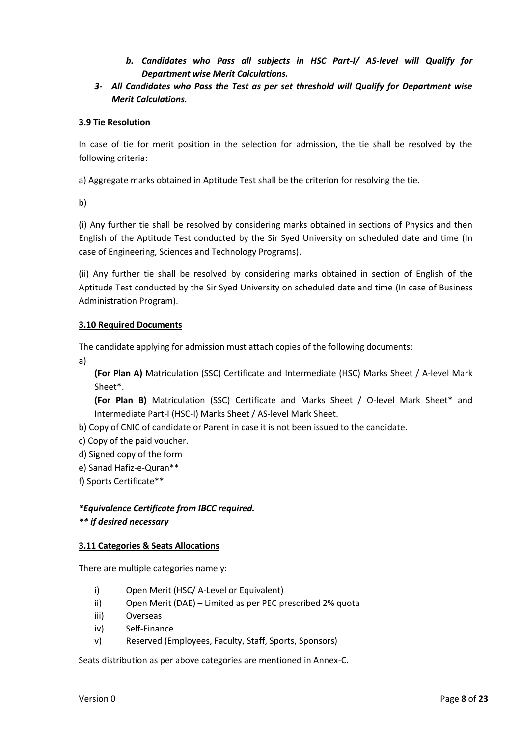*b. Candidates who Pass all subjects in HSC Part-I/ AS-level will Qualify for Department wise Merit Calculations.*

*3- All Candidates who Pass the Test as per set threshold will Qualify for Department wise Merit Calculations.*

### 3.9 Tie Resolution

In case of tie for merit position in the selection for admission, the tie shall be resolved by the following criteria:

a) Aggregate marks obtained in Aptitude Test shall be the criterion for resolving the tie.

b)

(i) Any further tie shall be resolved by considering marks obtained in sections of Physics and then English of the Aptitude Test conducted by the Sir Syed University on scheduled date and time (In case of Engineering, Sciences and Technology Programs).

(ii) Any further tie shall be resolved by considering marks obtained in section of English of the Aptitude Test conducted by the Sir Syed University on scheduled date and time (In case of Business Administration Program).

### 3.10 Required Documents

The candidate applying for admission must attach copies of the following documents:

a)

**(For Plan A)** Matriculation (SSC) Certificate and Intermediate (HSC) Marks Sheet / A-level Mark Sheet*.

**(For Plan B)** Matriculation (SSC) Certificate and Marks Sheet / O-level Mark Sheet* and Intermediate Part-I (HSC-I) Marks Sheet / AS-level Mark Sheet.

b) Copy of CNIC of candidate or Parent in case it is not been issued to the candidate.

c) Copy of the paid voucher.

d) Signed copy of the form

e) Sanad Hafiz-e-Quran**

f) Sports Certificate**

***Equivalence Certificate from IBCC required.***

***** if desired necessary***

### 3.11 Categories & Seats Allocations

There are multiple categories namely:

i) Open Merit (HSC/ A-Level or Equivalent)

ii) Open Merit (DAE) – Limited as per PEC prescribed 2% quota

iii) Overseas

iv) Self-Finance

v) Reserved (Employees, Faculty, Staff, Sports, Sponsors)

Seats distribution as per above categories are mentioned in Annex-C.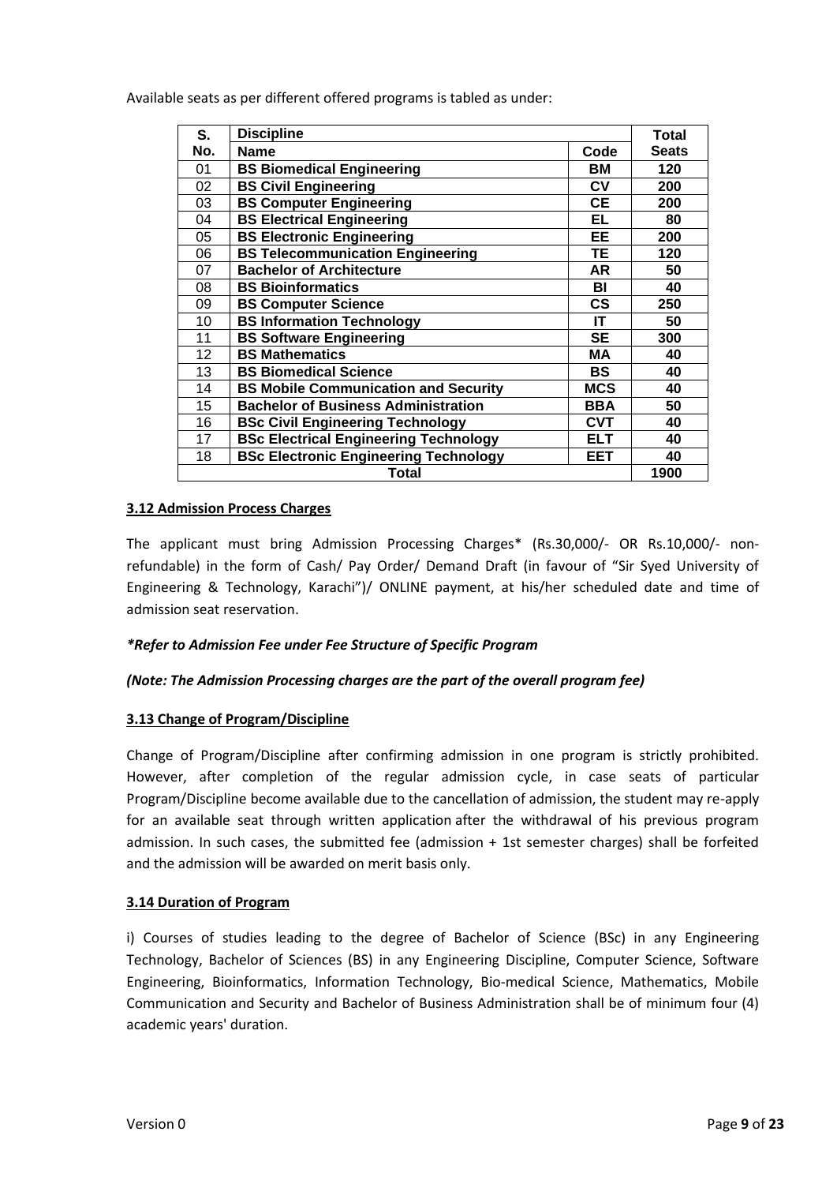Available seats as per different offered programs is tabled as under:

| S. No. | Discipline Name | Code | Total Seats |
|---|---|---|---|
| 01 | **BS Biomedical Engineering** | **BM** | **120** |
| 02 | **BS Civil Engineering** | **CV** | **200** |
| 03 | **BS Computer Engineering** | **CE** | **200** |
| 04 | **BS Electrical Engineering** | **EL** | **80** |
| 05 | **BS Electronic Engineering** | **EE** | **200** |
| 06 | **BS Telecommunication Engineering** | **TE** | **120** |
| 07 | **Bachelor of Architecture** | **AR** | **50** |
| 08 | **BS Bioinformatics** | **BI** | **40** |
| 09 | **BS Computer Science** | **CS** | **250** |
| 10 | **BS Information Technology** | **IT** | **50** |
| 11 | **BS Software Engineering** | **SE** | **300** |
| 12 | **BS Mathematics** | **MA** | **40** |
| 13 | **BS Biomedical Science** | **BS** | **40** |
| 14 | **BS Mobile Communication and Security** | **MCS** | **40** |
| 15 | **Bachelor of Business Administration** | **BBA** | **50** |
| 16 | **BSc Civil Engineering Technology** | **CVT** | **40** |
| 17 | **BSc Electrical Engineering Technology** | **ELT** | **40** |
| 18 | **BSc Electronic Engineering Technology** | **EET** | **40** |
| | **Total** | | **1900** |

### 3.12 Admission Process Charges

The applicant must bring Admission Processing Charges* (Rs.30,000/- OR Rs.10,000/- non-refundable) in the form of Cash/ Pay Order/ Demand Draft (in favour of "Sir Syed University of Engineering & Technology, Karachi")/ ONLINE payment, at his/her scheduled date and time of admission seat reservation.

***Refer to Admission Fee under Fee Structure of Specific Program***

***(Note: The Admission Processing charges are the part of the overall program fee)***

### 3.13 Change of Program/Discipline

Change of Program/Discipline after confirming admission in one program is strictly prohibited. However, after completion of the regular admission cycle, in case seats of particular Program/Discipline become available due to the cancellation of admission, the student may re-apply for an available seat through written application after the withdrawal of his previous program admission. In such cases, the submitted fee (admission + 1st semester charges) shall be forfeited and the admission will be awarded on merit basis only.

### 3.14 Duration of Program

i) Courses of studies leading to the degree of Bachelor of Science (BSc) in any Engineering Technology, Bachelor of Sciences (BS) in any Engineering Discipline, Computer Science, Software Engineering, Bioinformatics, Information Technology, Bio-medical Science, Mathematics, Mobile Communication and Security and Bachelor of Business Administration shall be of minimum four (4) academic years' duration.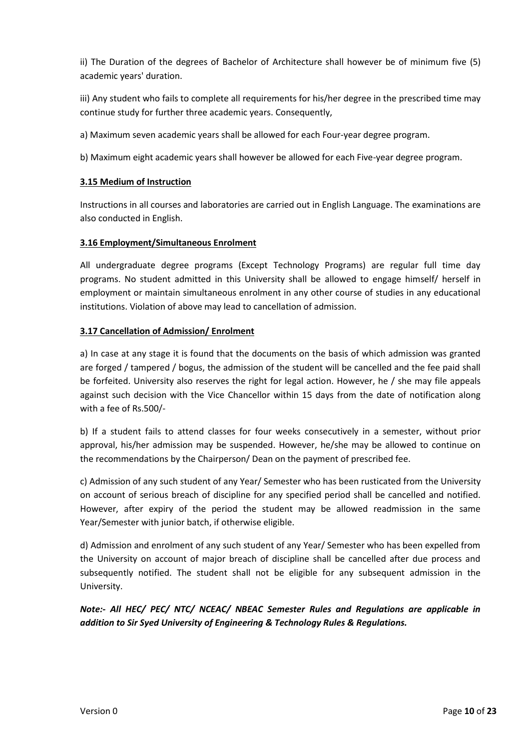ii) The Duration of the degrees of Bachelor of Architecture shall however be of minimum five (5) academic years' duration.

iii) Any student who fails to complete all requirements for his/her degree in the prescribed time may continue study for further three academic years. Consequently,

a) Maximum seven academic years shall be allowed for each Four-year degree program.

b) Maximum eight academic years shall however be allowed for each Five-year degree program.

### 3.15 Medium of Instruction

Instructions in all courses and laboratories are carried out in English Language. The examinations are also conducted in English.

### 3.16 Employment/Simultaneous Enrolment

All undergraduate degree programs (Except Technology Programs) are regular full time day programs. No student admitted in this University shall be allowed to engage himself/ herself in employment or maintain simultaneous enrolment in any other course of studies in any educational institutions. Violation of above may lead to cancellation of admission.

### 3.17 Cancellation of Admission/ Enrolment

a) In case at any stage it is found that the documents on the basis of which admission was granted are forged / tampered / bogus, the admission of the student will be cancelled and the fee paid shall be forfeited. University also reserves the right for legal action. However, he / she may file appeals against such decision with the Vice Chancellor within 15 days from the date of notification along with a fee of Rs.500/-

b) If a student fails to attend classes for four weeks consecutively in a semester, without prior approval, his/her admission may be suspended. However, he/she may be allowed to continue on the recommendations by the Chairperson/ Dean on the payment of prescribed fee.

c) Admission of any such student of any Year/ Semester who has been rusticated from the University on account of serious breach of discipline for any specified period shall be cancelled and notified. However, after expiry of the period the student may be allowed readmission in the same Year/Semester with junior batch, if otherwise eligible.

d) Admission and enrolment of any such student of any Year/ Semester who has been expelled from the University on account of major breach of discipline shall be cancelled after due process and subsequently notified. The student shall not be eligible for any subsequent admission in the University.

***Note:- All HEC/ PEC/ NTC/ NCEAC/ NBEAC Semester Rules and Regulations are applicable in addition to Sir Syed University of Engineering & Technology Rules & Regulations.***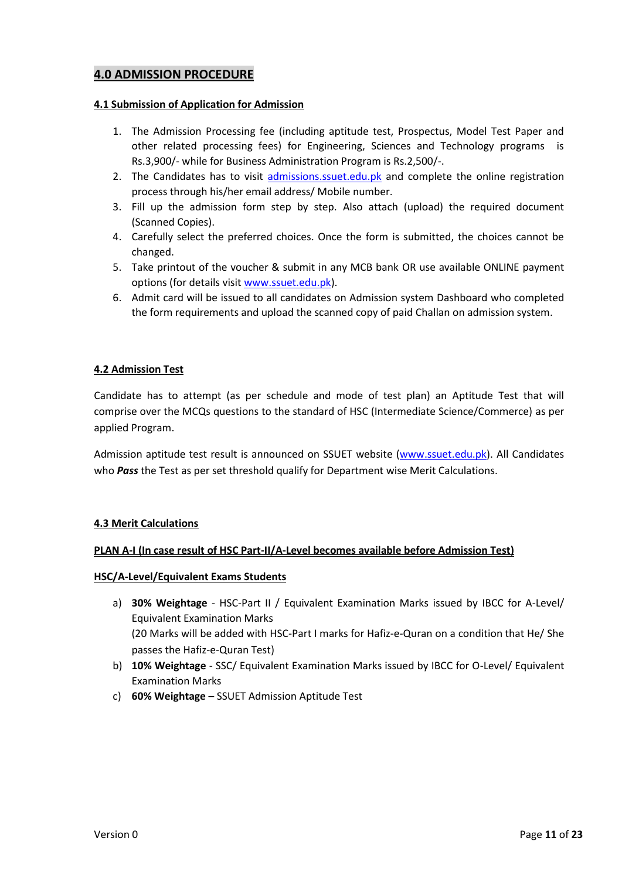## 4.0 ADMISSION PROCEDURE

### 4.1 Submission of Application for Admission

1. The Admission Processing fee (including aptitude test, Prospectus, Model Test Paper and other related processing fees) for Engineering, Sciences and Technology programs is Rs.3,900/- while for Business Administration Program is Rs.2,500/-.
2. The Candidates has to visit admissions.ssuet.edu.pk and complete the online registration process through his/her email address/ Mobile number.
3. Fill up the admission form step by step. Also attach (upload) the required document (Scanned Copies).
4. Carefully select the preferred choices. Once the form is submitted, the choices cannot be changed.
5. Take printout of the voucher & submit in any MCB bank OR use available ONLINE payment options (for details visit www.ssuet.edu.pk).
6. Admit card will be issued to all candidates on Admission system Dashboard who completed the form requirements and upload the scanned copy of paid Challan on admission system.

### 4.2 Admission Test

Candidate has to attempt (as per schedule and mode of test plan) an Aptitude Test that will comprise over the MCQs questions to the standard of HSC (Intermediate Science/Commerce) as per applied Program.

Admission aptitude test result is announced on SSUET website (www.ssuet.edu.pk). All Candidates who ***Pass*** the Test as per set threshold qualify for Department wise Merit Calculations.

### 4.3 Merit Calculations

**PLAN A-I (In case result of HSC Part-II/A-Level becomes available before Admission Test)**

**HSC/A-Level/Equivalent Exams Students**

a) **30% Weightage** - HSC-Part II / Equivalent Examination Marks issued by IBCC for A-Level/ Equivalent Examination Marks
(20 Marks will be added with HSC-Part I marks for Hafiz-e-Quran on a condition that He/ She passes the Hafiz-e-Quran Test)
b) **10% Weightage** - SSC/ Equivalent Examination Marks issued by IBCC for O-Level/ Equivalent Examination Marks
c) **60% Weightage** – SSUET Admission Aptitude Test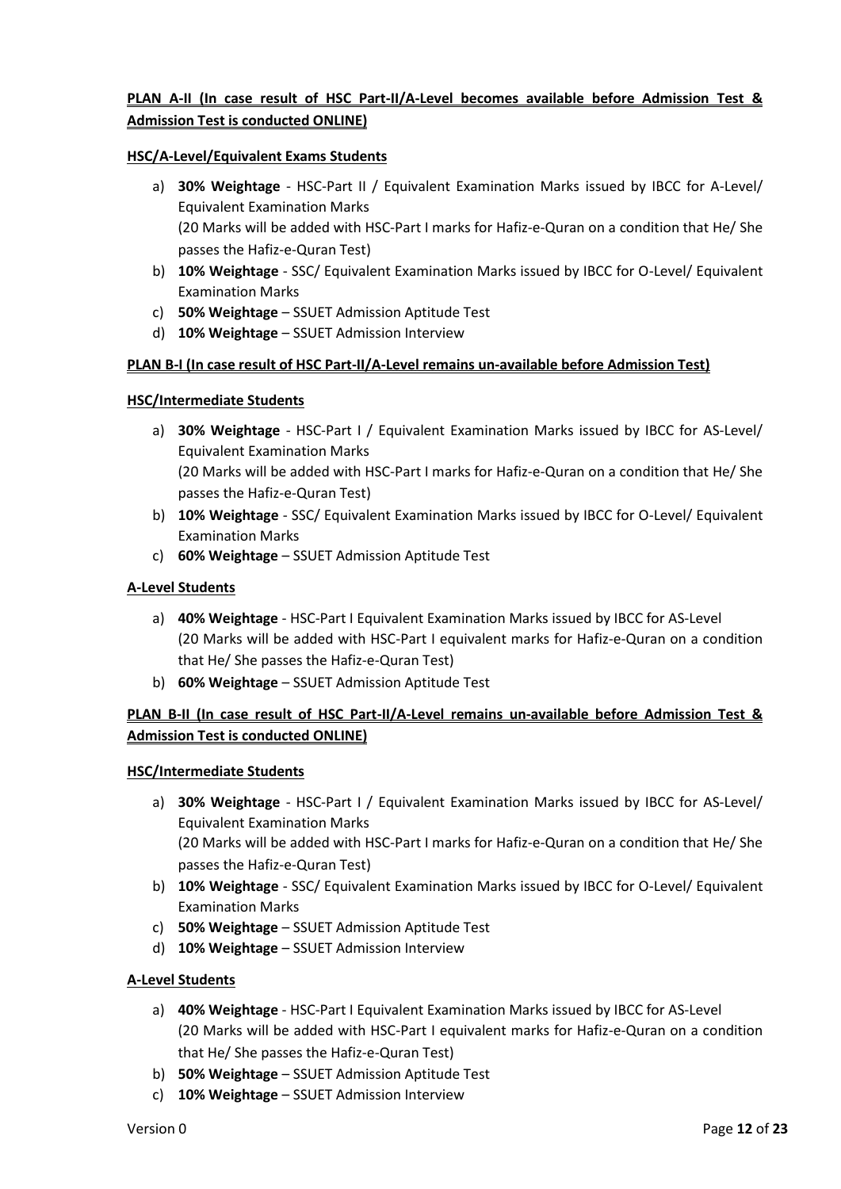**PLAN A-II (In case result of HSC Part-II/A-Level becomes available before Admission Test & Admission Test is conducted ONLINE)**

**HSC/A-Level/Equivalent Exams Students**

a) **30% Weightage** - HSC-Part II / Equivalent Examination Marks issued by IBCC for A-Level/ Equivalent Examination Marks
(20 Marks will be added with HSC-Part I marks for Hafiz-e-Quran on a condition that He/ She passes the Hafiz-e-Quran Test)
b) **10% Weightage** - SSC/ Equivalent Examination Marks issued by IBCC for O-Level/ Equivalent Examination Marks
c) **50% Weightage** – SSUET Admission Aptitude Test
d) **10% Weightage** – SSUET Admission Interview

**PLAN B-I (In case result of HSC Part-II/A-Level remains un-available before Admission Test)**

**HSC/Intermediate Students**

a) **30% Weightage** - HSC-Part I / Equivalent Examination Marks issued by IBCC for AS-Level/ Equivalent Examination Marks
(20 Marks will be added with HSC-Part I marks for Hafiz-e-Quran on a condition that He/ She passes the Hafiz-e-Quran Test)
b) **10% Weightage** - SSC/ Equivalent Examination Marks issued by IBCC for O-Level/ Equivalent Examination Marks
c) **60% Weightage** – SSUET Admission Aptitude Test

**A-Level Students**

a) **40% Weightage** - HSC-Part I Equivalent Examination Marks issued by IBCC for AS-Level
(20 Marks will be added with HSC-Part I equivalent marks for Hafiz-e-Quran on a condition that He/ She passes the Hafiz-e-Quran Test)
b) **60% Weightage** – SSUET Admission Aptitude Test

**PLAN B-II (In case result of HSC Part-II/A-Level remains un-available before Admission Test & Admission Test is conducted ONLINE)**

**HSC/Intermediate Students**

a) **30% Weightage** - HSC-Part I / Equivalent Examination Marks issued by IBCC for AS-Level/ Equivalent Examination Marks
(20 Marks will be added with HSC-Part I marks for Hafiz-e-Quran on a condition that He/ She passes the Hafiz-e-Quran Test)
b) **10% Weightage** - SSC/ Equivalent Examination Marks issued by IBCC for O-Level/ Equivalent Examination Marks
c) **50% Weightage** – SSUET Admission Aptitude Test
d) **10% Weightage** – SSUET Admission Interview

**A-Level Students**

a) **40% Weightage** - HSC-Part I Equivalent Examination Marks issued by IBCC for AS-Level
(20 Marks will be added with HSC-Part I equivalent marks for Hafiz-e-Quran on a condition that He/ She passes the Hafiz-e-Quran Test)
b) **50% Weightage** – SSUET Admission Aptitude Test
c) **10% Weightage** – SSUET Admission Interview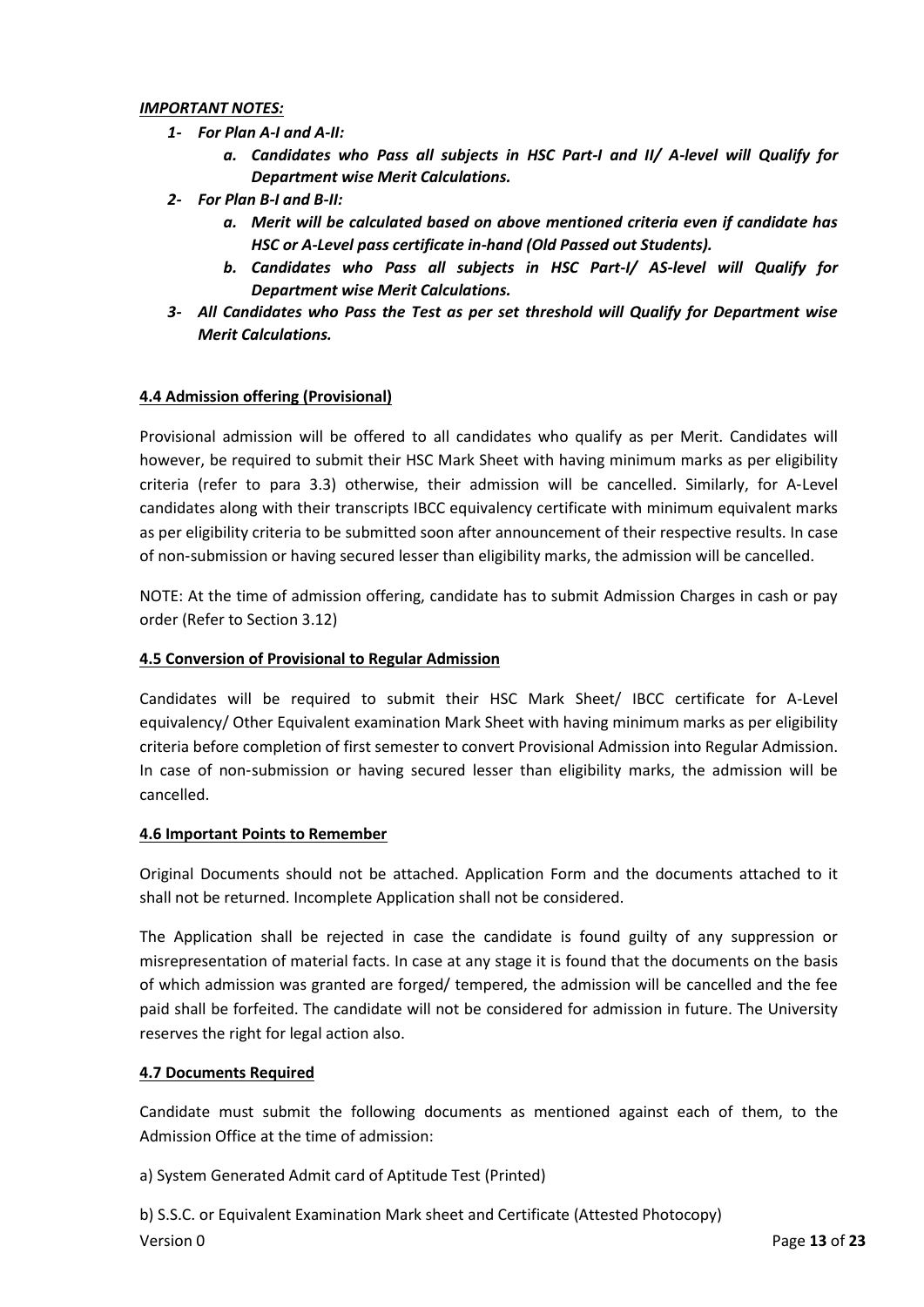***IMPORTANT NOTES:***

1. ***For Plan A-I and A-II:***
   a. ***Candidates who Pass all subjects in HSC Part-I and II/ A-level will Qualify for Department wise Merit Calculations.***
2. ***For Plan B-I and B-II:***
   a. ***Merit will be calculated based on above mentioned criteria even if candidate has HSC or A-Level pass certificate in-hand (Old Passed out Students).***
   b. ***Candidates who Pass all subjects in HSC Part-I/ AS-level will Qualify for Department wise Merit Calculations.***
3. ***All Candidates who Pass the Test as per set threshold will Qualify for Department wise Merit Calculations.***

### 4.4 Admission offering (Provisional)

Provisional admission will be offered to all candidates who qualify as per Merit. Candidates will however, be required to submit their HSC Mark Sheet with having minimum marks as per eligibility criteria (refer to para 3.3) otherwise, their admission will be cancelled. Similarly, for A-Level candidates along with their transcripts IBCC equivalency certificate with minimum equivalent marks as per eligibility criteria to be submitted soon after announcement of their respective results. In case of non-submission or having secured lesser than eligibility marks, the admission will be cancelled.

NOTE: At the time of admission offering, candidate has to submit Admission Charges in cash or pay order (Refer to Section 3.12)

### 4.5 Conversion of Provisional to Regular Admission

Candidates will be required to submit their HSC Mark Sheet/ IBCC certificate for A-Level equivalency/ Other Equivalent examination Mark Sheet with having minimum marks as per eligibility criteria before completion of first semester to convert Provisional Admission into Regular Admission. In case of non-submission or having secured lesser than eligibility marks, the admission will be cancelled.

### 4.6 Important Points to Remember

Original Documents should not be attached. Application Form and the documents attached to it shall not be returned. Incomplete Application shall not be considered.

The Application shall be rejected in case the candidate is found guilty of any suppression or misrepresentation of material facts. In case at any stage it is found that the documents on the basis of which admission was granted are forged/ tempered, the admission will be cancelled and the fee paid shall be forfeited. The candidate will not be considered for admission in future. The University reserves the right for legal action also.

### 4.7 Documents Required

Candidate must submit the following documents as mentioned against each of them, to the Admission Office at the time of admission:

a) System Generated Admit card of Aptitude Test (Printed)

b) S.S.C. or Equivalent Examination Mark sheet and Certificate (Attested Photocopy)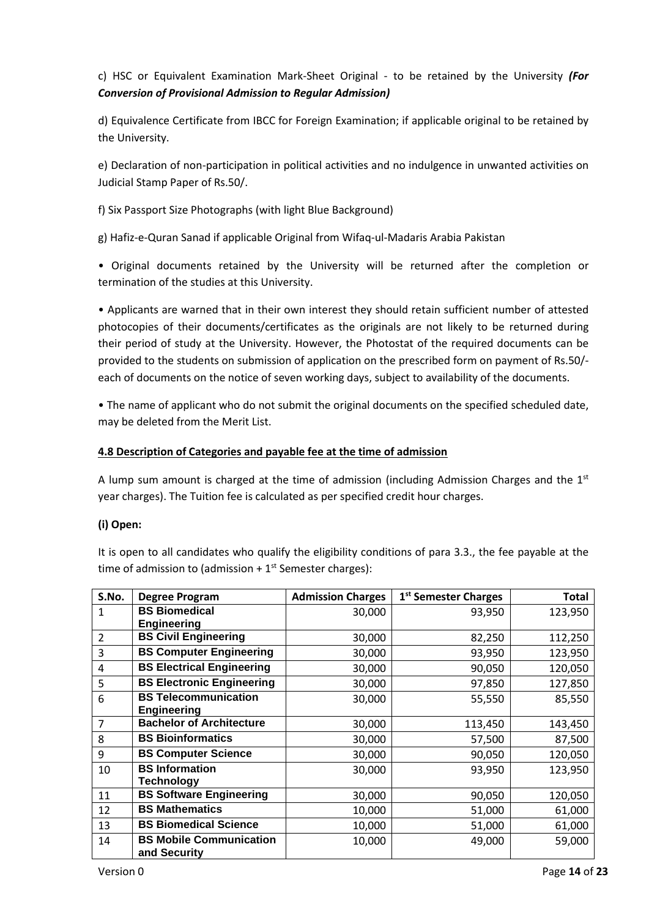c) HSC or Equivalent Examination Mark-Sheet Original - to be retained by the University ***(For Conversion of Provisional Admission to Regular Admission)***

d) Equivalence Certificate from IBCC for Foreign Examination; if applicable original to be retained by the University.

e) Declaration of non-participation in political activities and no indulgence in unwanted activities on Judicial Stamp Paper of Rs.50/.

f) Six Passport Size Photographs (with light Blue Background)

g) Hafiz-e-Quran Sanad if applicable Original from Wifaq-ul-Madaris Arabia Pakistan

- Original documents retained by the University will be returned after the completion or termination of the studies at this University.

- Applicants are warned that in their own interest they should retain sufficient number of attested photocopies of their documents/certificates as the originals are not likely to be returned during their period of study at the University. However, the Photostat of the required documents can be provided to the students on submission of application on the prescribed form on payment of Rs.50/- each of documents on the notice of seven working days, subject to availability of the documents.

- The name of applicant who do not submit the original documents on the specified scheduled date, may be deleted from the Merit List.

#### 4.8 Description of Categories and payable fee at the time of admission

A lump sum amount is charged at the time of admission (including Admission Charges and the 1st year charges). The Tuition fee is calculated as per specified credit hour charges.

**(i) Open:**

It is open to all candidates who qualify the eligibility conditions of para 3.3., the fee payable at the time of admission to (admission + 1st Semester charges):

| S.No. | Degree Program | Admission Charges | 1st Semester Charges | Total |
|---|---|---|---|---|
| 1 | **BS Biomedical Engineering** | 30,000 | 93,950 | 123,950 |
| 2 | **BS Civil Engineering** | 30,000 | 82,250 | 112,250 |
| 3 | **BS Computer Engineering** | 30,000 | 93,950 | 123,950 |
| 4 | **BS Electrical Engineering** | 30,000 | 90,050 | 120,050 |
| 5 | **BS Electronic Engineering** | 30,000 | 97,850 | 127,850 |
| 6 | **BS Telecommunication Engineering** | 30,000 | 55,550 | 85,550 |
| 7 | **Bachelor of Architecture** | 30,000 | 113,450 | 143,450 |
| 8 | **BS Bioinformatics** | 30,000 | 57,500 | 87,500 |
| 9 | **BS Computer Science** | 30,000 | 90,050 | 120,050 |
| 10 | **BS Information Technology** | 30,000 | 93,950 | 123,950 |
| 11 | **BS Software Engineering** | 30,000 | 90,050 | 120,050 |
| 12 | **BS Mathematics** | 10,000 | 51,000 | 61,000 |
| 13 | **BS Biomedical Science** | 10,000 | 51,000 | 61,000 |
| 14 | **BS Mobile Communication and Security** | 10,000 | 49,000 | 59,000 |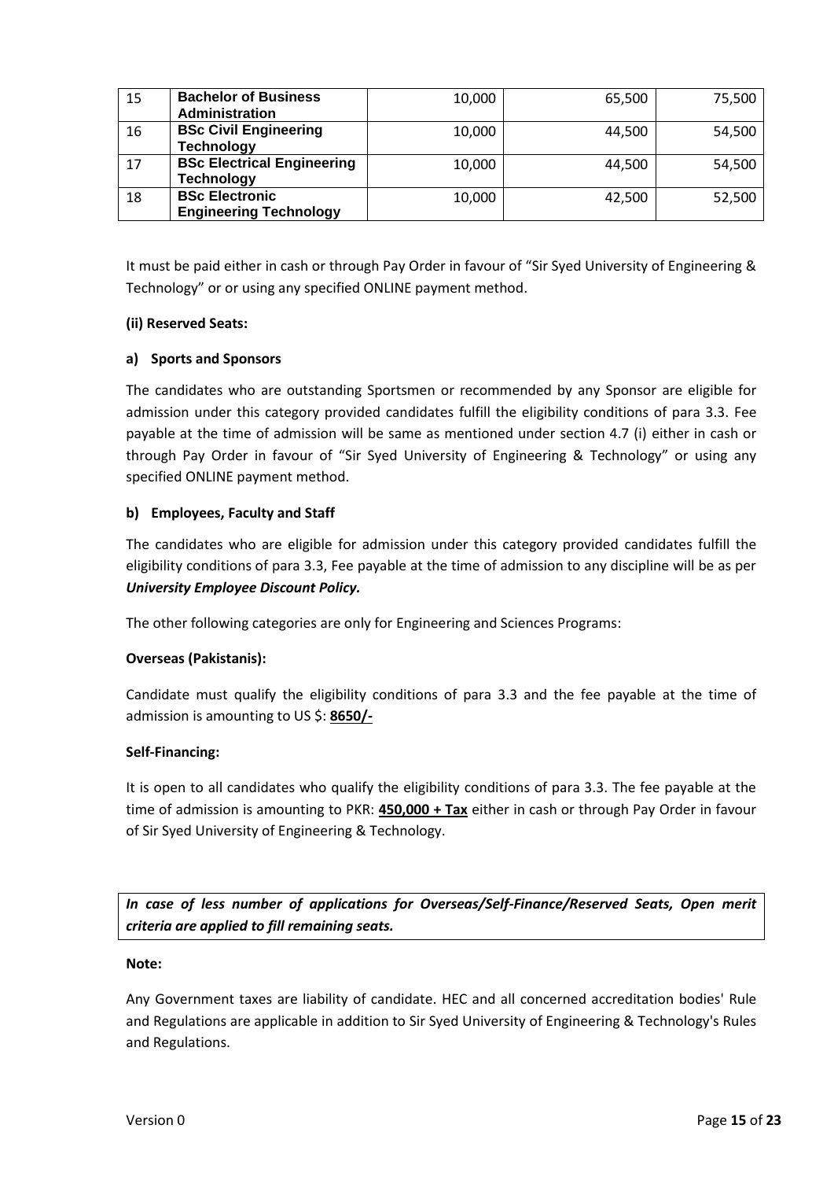| 15 | **Bachelor of Business Administration** | 10,000 | 65,500 | 75,500 |
|---|---|---|---|---|
| 16 | **BSc Civil Engineering Technology** | 10,000 | 44,500 | 54,500 |
| 17 | **BSc Electrical Engineering Technology** | 10,000 | 44,500 | 54,500 |
| 18 | **BSc Electronic Engineering Technology** | 10,000 | 42,500 | 52,500 |

It must be paid either in cash or through Pay Order in favour of "Sir Syed University of Engineering & Technology" or or using any specified ONLINE payment method.

**(ii) Reserved Seats:**

**a) Sports and Sponsors**

The candidates who are outstanding Sportsmen or recommended by any Sponsor are eligible for admission under this category provided candidates fulfill the eligibility conditions of para 3.3. Fee payable at the time of admission will be same as mentioned under section 4.7 (i) either in cash or through Pay Order in favour of "Sir Syed University of Engineering & Technology" or using any specified ONLINE payment method.

**b) Employees, Faculty and Staff**

The candidates who are eligible for admission under this category provided candidates fulfill the eligibility conditions of para 3.3, Fee payable at the time of admission to any discipline will be as per ***University Employee Discount Policy.***

The other following categories are only for Engineering and Sciences Programs:

**Overseas (Pakistanis):**

Candidate must qualify the eligibility conditions of para 3.3 and the fee payable at the time of admission is amounting to US $: **8650/-**

**Self-Financing:**

It is open to all candidates who qualify the eligibility conditions of para 3.3. The fee payable at the time of admission is amounting to PKR: **450,000 + Tax** either in cash or through Pay Order in favour of Sir Syed University of Engineering & Technology.

***In case of less number of applications for Overseas/Self-Finance/Reserved Seats, Open merit criteria are applied to fill remaining seats.***

**Note:**

Any Government taxes are liability of candidate. HEC and all concerned accreditation bodies' Rule and Regulations are applicable in addition to Sir Syed University of Engineering & Technology's Rules and Regulations.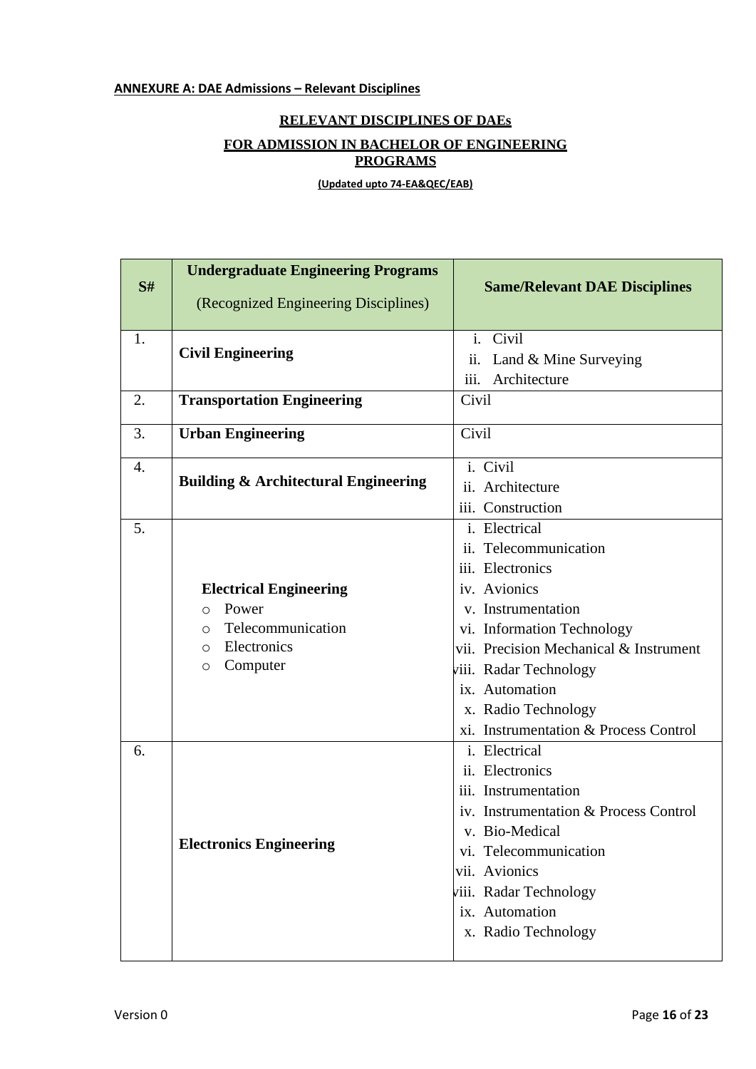**ANNEXURE A: DAE Admissions – Relevant Disciplines**

## RELEVANT DISCIPLINES OF DAEs

## FOR ADMISSION IN BACHELOR OF ENGINEERING PROGRAMS

**(Updated upto 74-EA&QEC/EAB)**

| S# | **Undergraduate Engineering Programs**<br>(Recognized Engineering Disciplines) | **Same/Relevant DAE Disciplines** |
|---|---|---|
| 1. | **Civil Engineering** | i. Civil<br>ii. Land & Mine Surveying<br>iii. Architecture |
| 2. | **Transportation Engineering** | Civil |
| 3. | **Urban Engineering** | Civil |
| 4. | **Building & Architectural Engineering** | i. Civil<br>ii. Architecture<br>iii. Construction |
| 5. | **Electrical Engineering**<br>○ Power<br>○ Telecommunication<br>○ Electronics<br>○ Computer | i. Electrical<br>ii. Telecommunication<br>iii. Electronics<br>iv. Avionics<br>v. Instrumentation<br>vi. Information Technology<br>vii. Precision Mechanical & Instrument<br>viii. Radar Technology<br>ix. Automation<br>x. Radio Technology<br>xi. Instrumentation & Process Control |
| 6. | **Electronics Engineering** | i. Electrical<br>ii. Electronics<br>iii. Instrumentation<br>iv. Instrumentation & Process Control<br>v. Bio-Medical<br>vi. Telecommunication<br>vii. Avionics<br>viii. Radar Technology<br>ix. Automation<br>x. Radio Technology |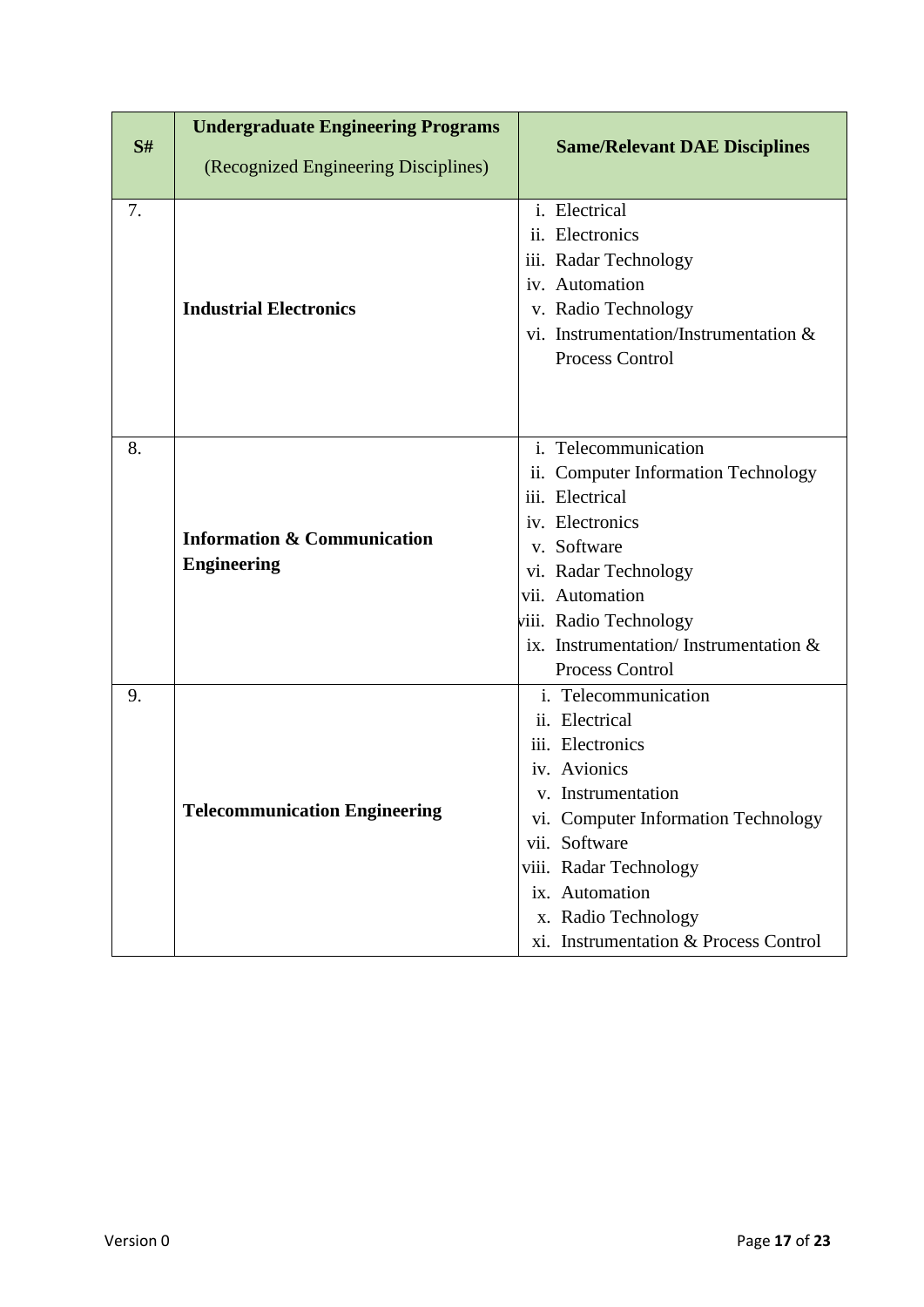| S# | Undergraduate Engineering Programs (Recognized Engineering Disciplines) | Same/Relevant DAE Disciplines |
|---|---|---|
| 7. | **Industrial Electronics** | i. Electrical<br>ii. Electronics<br>iii. Radar Technology<br>iv. Automation<br>v. Radio Technology<br>vi. Instrumentation/Instrumentation & Process Control |
| 8. | **Information & Communication Engineering** | i. Telecommunication<br>ii. Computer Information Technology<br>iii. Electrical<br>iv. Electronics<br>v. Software<br>vi. Radar Technology<br>vii. Automation<br>viii. Radio Technology<br>ix. Instrumentation/ Instrumentation & Process Control |
| 9. | **Telecommunication Engineering** | i. Telecommunication<br>ii. Electrical<br>iii. Electronics<br>iv. Avionics<br>v. Instrumentation<br>vi. Computer Information Technology<br>vii. Software<br>viii. Radar Technology<br>ix. Automation<br>x. Radio Technology<br>xi. Instrumentation & Process Control |

Version 0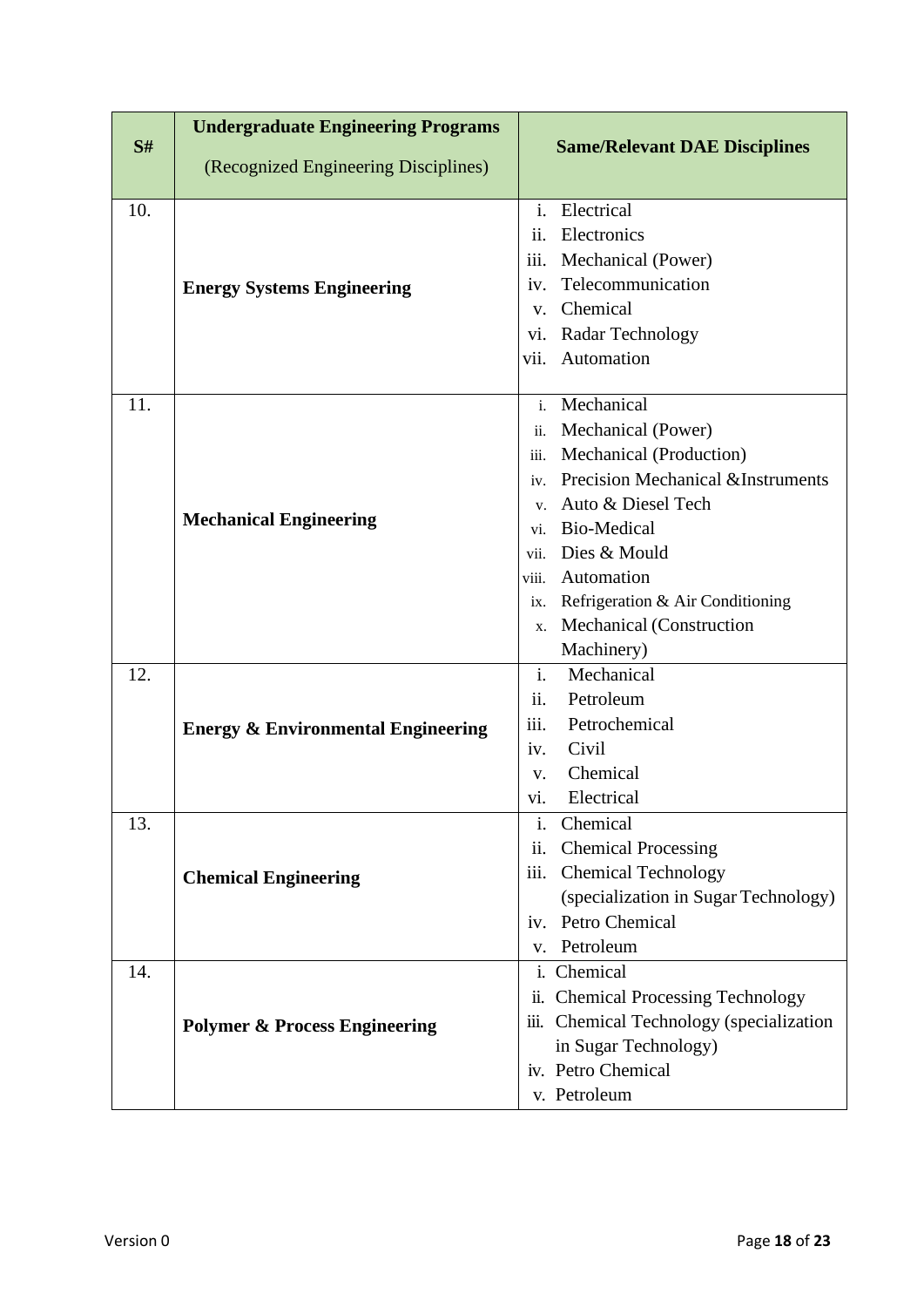| S# | Undergraduate Engineering Programs<br>(Recognized Engineering Disciplines) | Same/Relevant DAE Disciplines |
|---|---|---|
| 10. | **Energy Systems Engineering** | i. Electrical<br>ii. Electronics<br>iii. Mechanical (Power)<br>iv. Telecommunication<br>v. Chemical<br>vi. Radar Technology<br>vii. Automation |
| 11. | **Mechanical Engineering** | i. Mechanical<br>ii. Mechanical (Power)<br>iii. Mechanical (Production)<br>iv. Precision Mechanical &Instruments<br>v. Auto & Diesel Tech<br>vi. Bio-Medical<br>vii. Dies & Mould<br>viii. Automation<br>ix. Refrigeration & Air Conditioning<br>x. Mechanical (Construction Machinery) |
| 12. | **Energy & Environmental Engineering** | i. Mechanical<br>ii. Petroleum<br>iii. Petrochemical<br>iv. Civil<br>v. Chemical<br>vi. Electrical |
| 13. | **Chemical Engineering** | i. Chemical<br>ii. Chemical Processing<br>iii. Chemical Technology (specialization in Sugar Technology)<br>iv. Petro Chemical<br>v. Petroleum |
| 14. | **Polymer & Process Engineering** | i. Chemical<br>ii. Chemical Processing Technology<br>iii. Chemical Technology (specialization in Sugar Technology)<br>iv. Petro Chemical<br>v. Petroleum |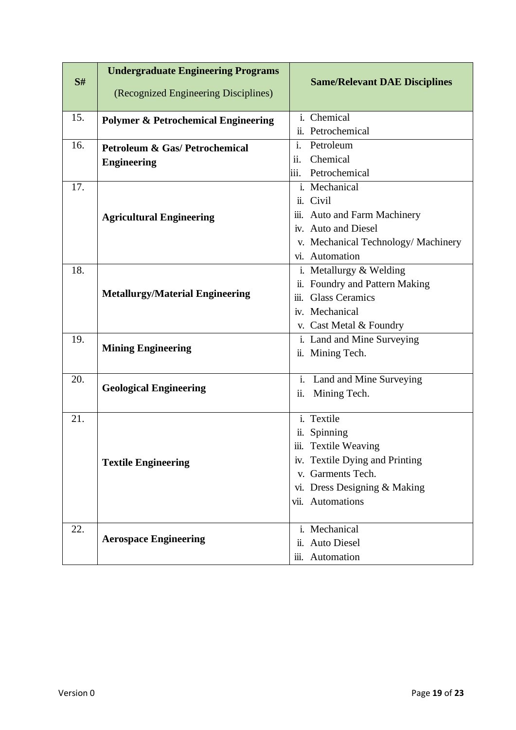| S# | **Undergraduate Engineering Programs** (Recognized Engineering Disciplines) | **Same/Relevant DAE Disciplines** |
|---|---|---|
| 15. | **Polymer & Petrochemical Engineering** | i. Chemical<br>ii. Petrochemical |
| 16. | **Petroleum & Gas/ Petrochemical Engineering** | i. Petroleum<br>ii. Chemical<br>iii. Petrochemical |
| 17. | **Agricultural Engineering** | i. Mechanical<br>ii. Civil<br>iii. Auto and Farm Machinery<br>iv. Auto and Diesel<br>v. Mechanical Technology/ Machinery<br>vi. Automation |
| 18. | **Metallurgy/Material Engineering** | i. Metallurgy & Welding<br>ii. Foundry and Pattern Making<br>iii. Glass Ceramics<br>iv. Mechanical<br>v. Cast Metal & Foundry |
| 19. | **Mining Engineering** | i. Land and Mine Surveying<br>ii. Mining Tech. |
| 20. | **Geological Engineering** | i. Land and Mine Surveying<br>ii. Mining Tech. |
| 21. | **Textile Engineering** | i. Textile<br>ii. Spinning<br>iii. Textile Weaving<br>iv. Textile Dying and Printing<br>v. Garments Tech.<br>vi. Dress Designing & Making<br>vii. Automations |
| 22. | **Aerospace Engineering** | i. Mechanical<br>ii. Auto Diesel<br>iii. Automation |

Version 0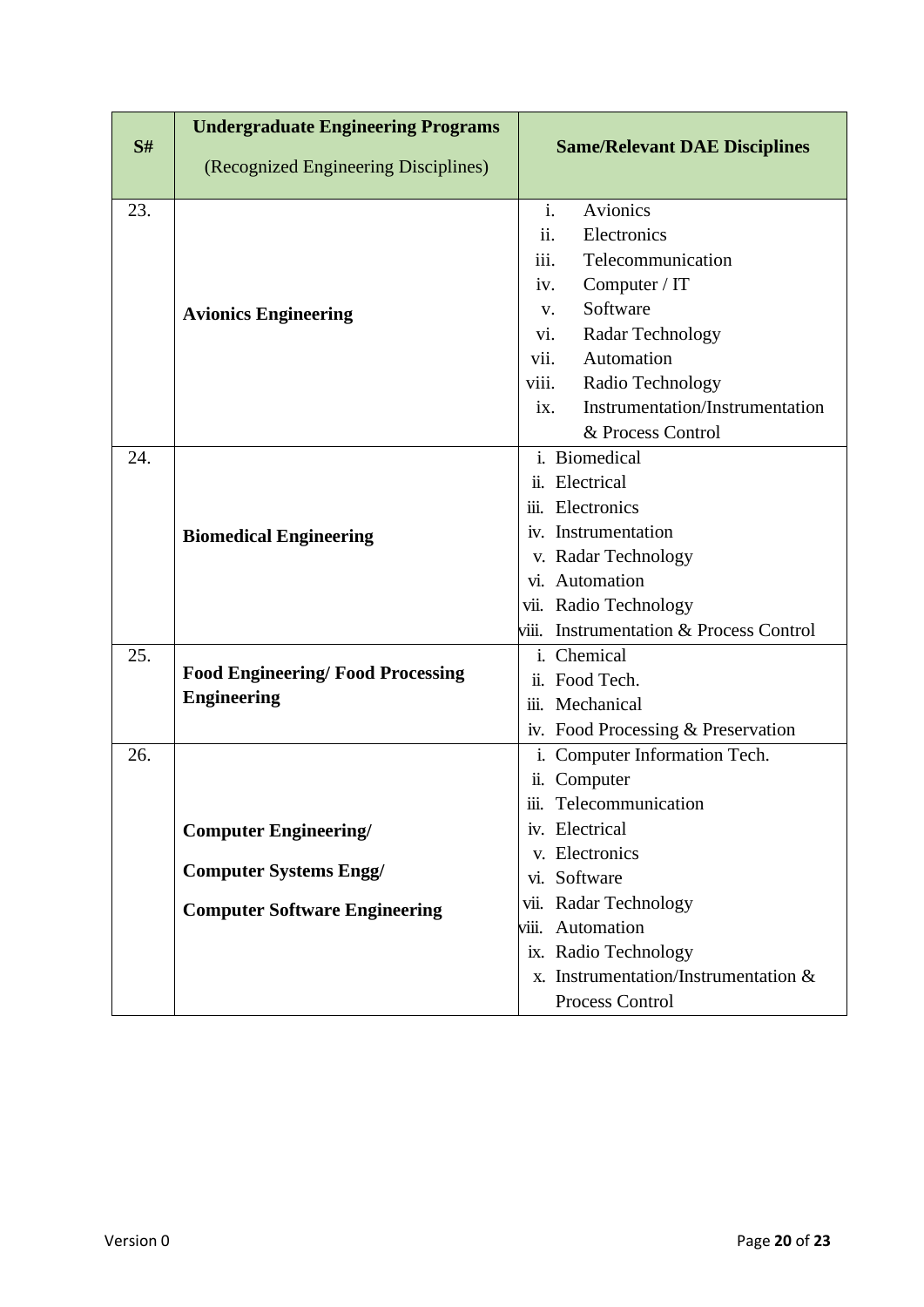| S# | **Undergraduate Engineering Programs** (Recognized Engineering Disciplines) | **Same/Relevant DAE Disciplines** |
|---|---|---|
| 23. | **Avionics Engineering** | i. Avionics<br>ii. Electronics<br>iii. Telecommunication<br>iv. Computer / IT<br>v. Software<br>vi. Radar Technology<br>vii. Automation<br>viii. Radio Technology<br>ix. Instrumentation/Instrumentation & Process Control |
| 24. | **Biomedical Engineering** | i. Biomedical<br>ii. Electrical<br>iii. Electronics<br>iv. Instrumentation<br>v. Radar Technology<br>vi. Automation<br>vii. Radio Technology<br>viii. Instrumentation & Process Control |
| 25. | **Food Engineering/ Food Processing Engineering** | i. Chemical<br>ii. Food Tech.<br>iii. Mechanical<br>iv. Food Processing & Preservation |
| 26. | **Computer Engineering/**<br>**Computer Systems Engg/**<br>**Computer Software Engineering** | i. Computer Information Tech.<br>ii. Computer<br>iii. Telecommunication<br>iv. Electrical<br>v. Electronics<br>vi. Software<br>vii. Radar Technology<br>viii. Automation<br>ix. Radio Technology<br>x. Instrumentation/Instrumentation & Process Control |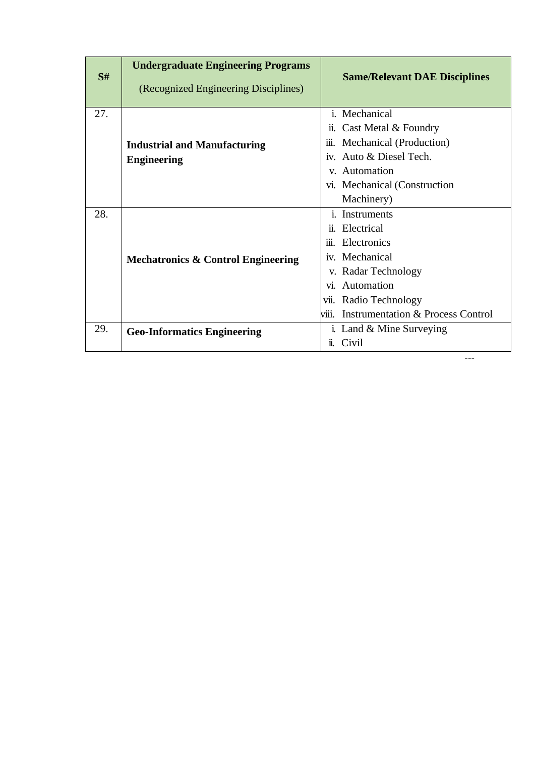| S# | **Undergraduate Engineering Programs** (Recognized Engineering Disciplines) | **Same/Relevant DAE Disciplines** |
|---|---|---|
| 27. | **Industrial and Manufacturing Engineering** | i. Mechanical<br>ii. Cast Metal & Foundry<br>iii. Mechanical (Production)<br>iv. Auto & Diesel Tech.<br>v. Automation<br>vi. Mechanical (Construction Machinery) |
| 28. | **Mechatronics & Control Engineering** | i. Instruments<br>ii. Electrical<br>iii. Electronics<br>iv. Mechanical<br>v. Radar Technology<br>vi. Automation<br>vii. Radio Technology<br>viii. Instrumentation & Process Control |
| 29. | **Geo-Informatics Engineering** | i. Land & Mine Surveying<br>ii. Civil |

---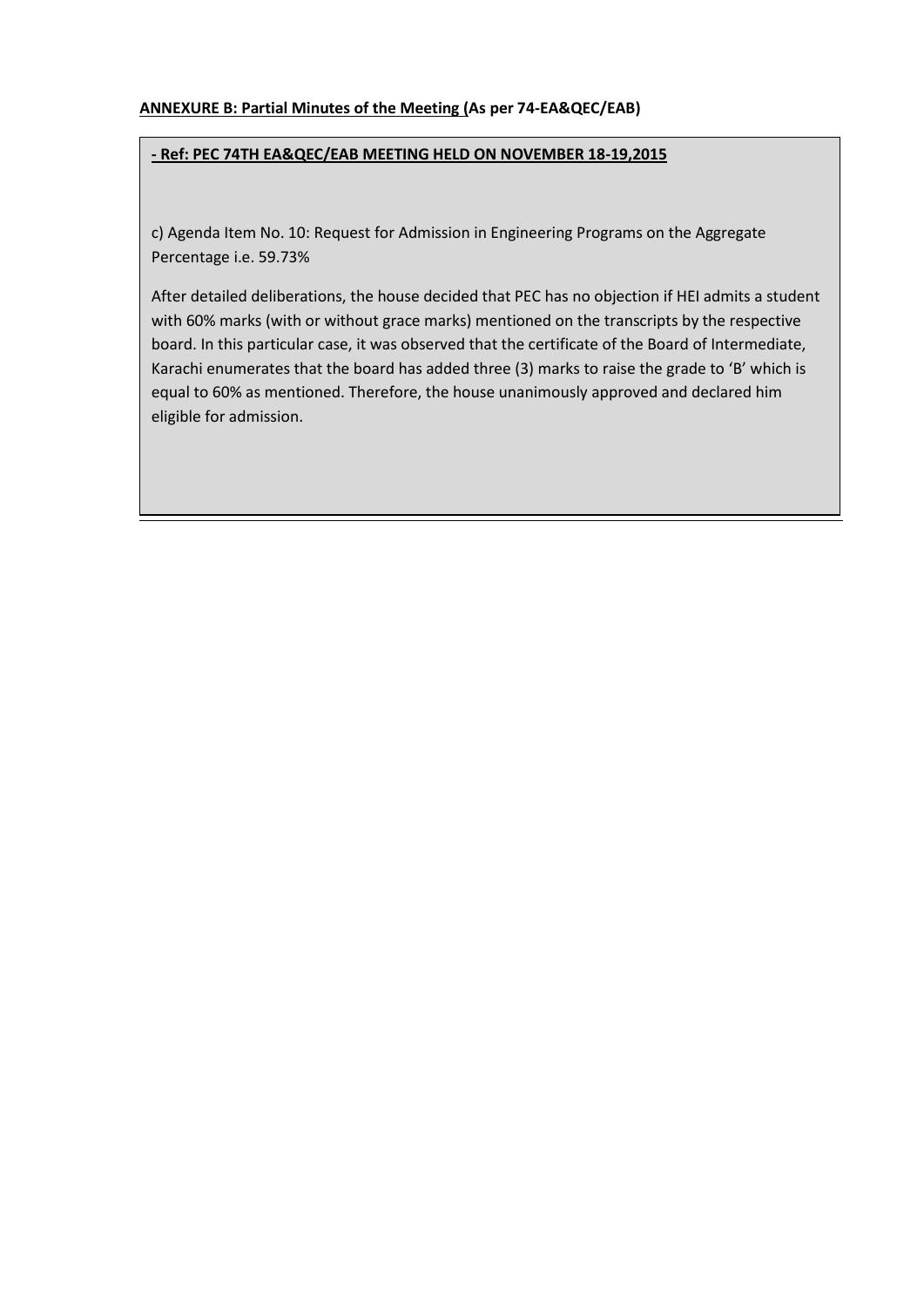**ANNEXURE B: Partial Minutes of the Meeting (As per 74-EA&QEC/EAB)**

**- Ref: PEC 74TH EA&QEC/EAB MEETING HELD ON NOVEMBER 18-19,2015**

c) Agenda Item No. 10: Request for Admission in Engineering Programs on the Aggregate Percentage i.e. 59.73%

After detailed deliberations, the house decided that PEC has no objection if HEI admits a student with 60% marks (with or without grace marks) mentioned on the transcripts by the respective board. In this particular case, it was observed that the certificate of the Board of Intermediate, Karachi enumerates that the board has added three (3) marks to raise the grade to 'B' which is equal to 60% as mentioned. Therefore, the house unanimously approved and declared him eligible for admission.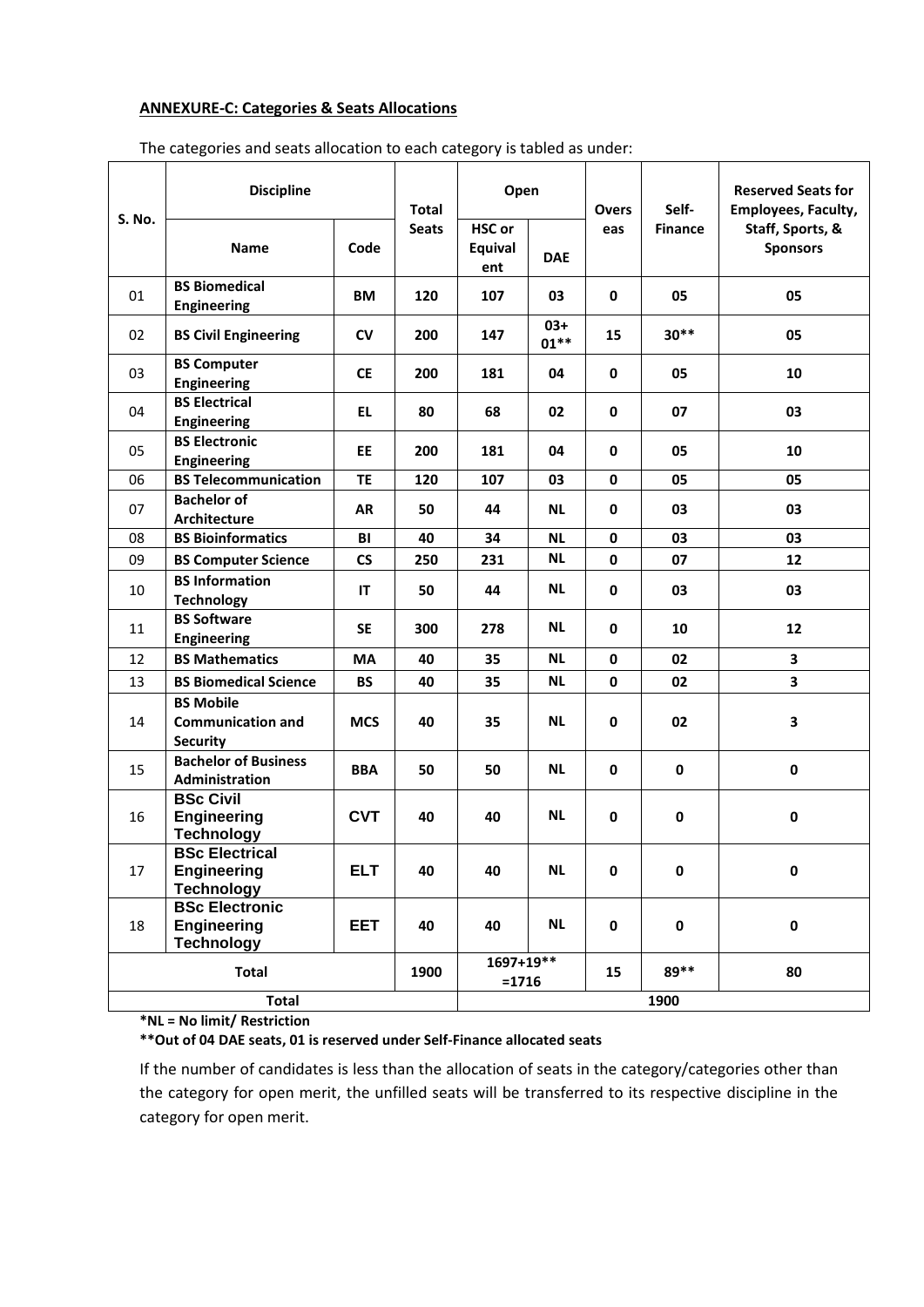**ANNEXURE-C: Categories & Seats Allocations**

The categories and seats allocation to each category is tabled as under:

| S. No. | Discipline | | Total Seats | Open | | Overseas | Self-Finance | Reserved Seats for Employees, Faculty, Staff, Sports, & Sponsors |
|---|---|---|---|---|---|---|---|---|
| | Name | Code | | HSC or Equivalent | DAE | | | |
| 01 | **BS Biomedical Engineering** | **BM** | **120** | **107** | **03** | **0** | **05** | **05** |
| 02 | **BS Civil Engineering** | **CV** | **200** | **147** | **03+ 01\*\*** | **15** | **30\*\*** | **05** |
| 03 | **BS Computer Engineering** | **CE** | **200** | **181** | **04** | **0** | **05** | **10** |
| 04 | **BS Electrical Engineering** | **EL** | **80** | **68** | **02** | **0** | **07** | **03** |
| 05 | **BS Electronic Engineering** | **EE** | **200** | **181** | **04** | **0** | **05** | **10** |
| 06 | **BS Telecommunication** | **TE** | **120** | **107** | **03** | **0** | **05** | **05** |
| 07 | **Bachelor of Architecture** | **AR** | **50** | **44** | **NL** | **0** | **03** | **03** |
| 08 | **BS Bioinformatics** | **BI** | **40** | **34** | **NL** | **0** | **03** | **03** |
| 09 | **BS Computer Science** | **CS** | **250** | **231** | **NL** | **0** | **07** | **12** |
| 10 | **BS Information Technology** | **IT** | **50** | **44** | **NL** | **0** | **03** | **03** |
| 11 | **BS Software Engineering** | **SE** | **300** | **278** | **NL** | **0** | **10** | **12** |
| 12 | **BS Mathematics** | **MA** | **40** | **35** | **NL** | **0** | **02** | **3** |
| 13 | **BS Biomedical Science** | **BS** | **40** | **35** | **NL** | **0** | **02** | **3** |
| 14 | **BS Mobile Communication and Security** | **MCS** | **40** | **35** | **NL** | **0** | **02** | **3** |
| 15 | **Bachelor of Business Administration** | **BBA** | **50** | **50** | **NL** | **0** | **0** | **0** |
| 16 | **BSc Civil Engineering Technology** | **CVT** | **40** | **40** | **NL** | **0** | **0** | **0** |
| 17 | **BSc Electrical Engineering Technology** | **ELT** | **40** | **40** | **NL** | **0** | **0** | **0** |
| 18 | **BSc Electronic Engineering Technology** | **EET** | **40** | **40** | **NL** | **0** | **0** | **0** |
| **Total** | | | **1900** | **1697+19\*\* =1716** | | **15** | **89\*\*** | **80** |
| **Total** | | | | **1900** | | | | |

**\*NL = No limit/ Restriction**

**\*\*Out of 04 DAE seats, 01 is reserved under Self-Finance allocated seats**

If the number of candidates is less than the allocation of seats in the category/categories other than the category for open merit, the unfilled seats will be transferred to its respective discipline in the category for open merit.